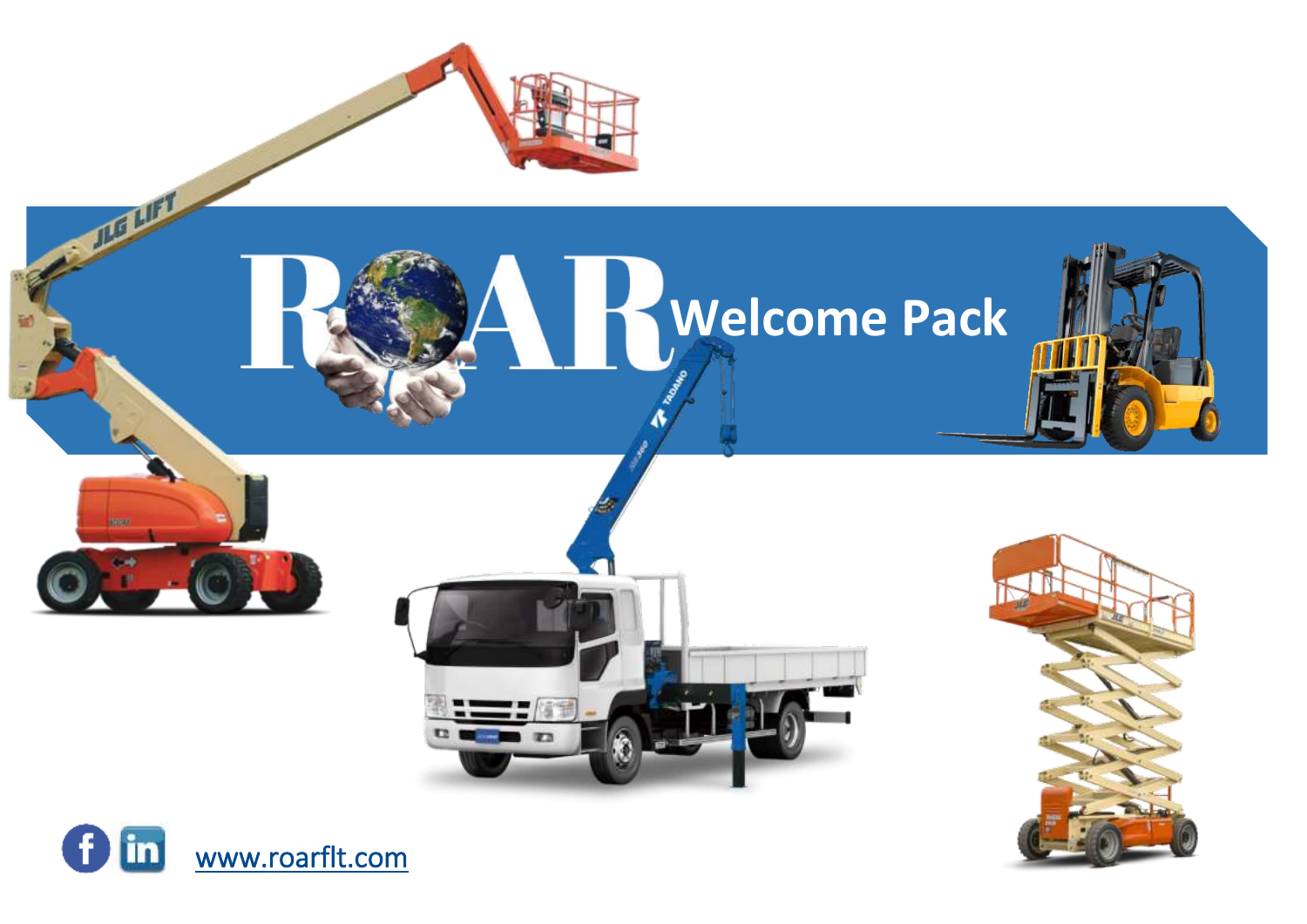# ROAR Welcome Pack

www.roarflt.com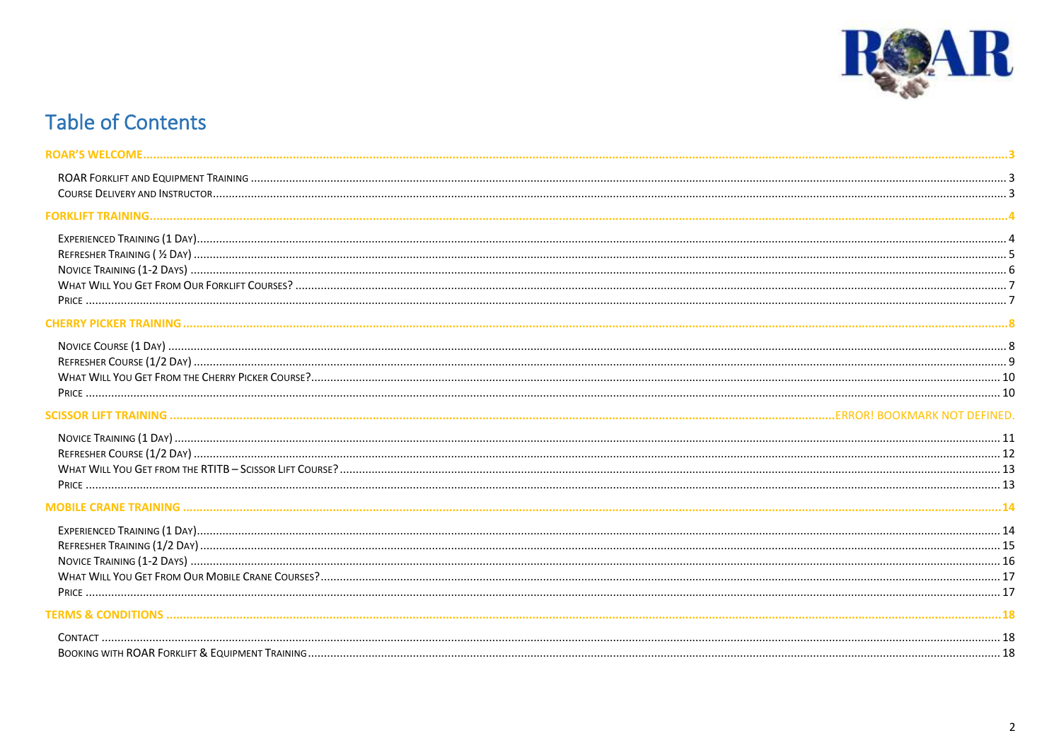# Table of Contents

ROAR'S WELCOME ... 3

- ROAR Forklift and Equipment Training ... 3
- Course Delivery and Instructor ... 3

FORKLIFT TRAINING ... 4

- Experienced Training (1 Day) ... 4
- Refresher Training ( ½ Day) ... 5
- Novice Training (1-2 Days) ... 6
- What Will You Get From Our Forklift Courses? ... 7
- Price ... 7

CHERRY PICKER TRAINING ... 8

- Novice Course (1 Day) ... 8
- Refresher Course (1/2 Day) ... 9
- What Will You Get From the Cherry Picker Course? ... 10
- Price ... 10

SCISSOR LIFT TRAINING ... ERROR! BOOKMARK NOT DEFINED.

- Novice Training (1 Day) ... 11
- Refresher Course (1/2 Day) ... 12
- What Will You Get From the RTITB – Scissor Lift Course? ... 13
- Price ... 13

MOBILE CRANE TRAINING ... 14

- Experienced Training (1 Day) ... 14
- Refresher Training (1/2 Day) ... 15
- Novice Training (1-2 Days) ... 16
- What Will You Get From Our Mobile Crane Courses? ... 17
- Price ... 17

TERMS & CONDITIONS ... 18

- Contact ... 18
- Booking with ROAR Forklift & Equipment Training ... 18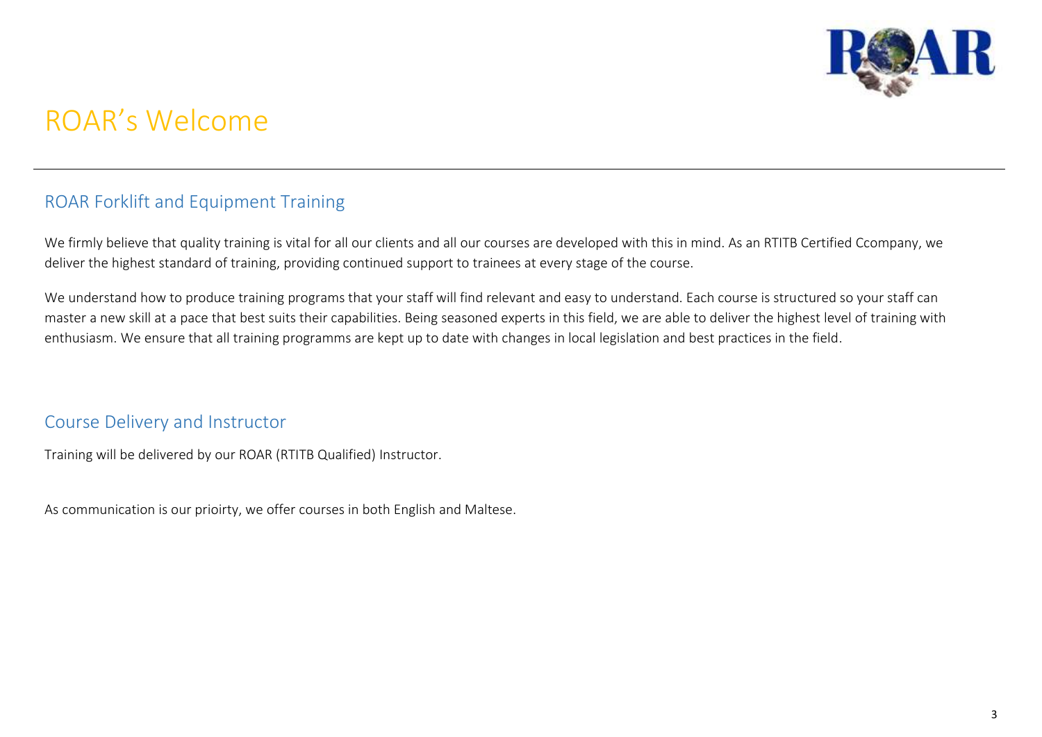# ROAR's Welcome

## ROAR Forklift and Equipment Training

We firmly believe that quality training is vital for all our clients and all our courses are developed with this in mind. As an RTITB Certified Ccompany, we deliver the highest standard of training, providing continued support to trainees at every stage of the course.

We understand how to produce training programs that your staff will find relevant and easy to understand. Each course is structured so your staff can master a new skill at a pace that best suits their capabilities. Being seasoned experts in this field, we are able to deliver the highest level of training with enthusiasm. We ensure that all training programms are kept up to date with changes in local legislation and best practices in the field.

## Course Delivery and Instructor

Training will be delivered by our ROAR (RTITB Qualified) Instructor.

As communication is our prioirty, we offer courses in both English and Maltese.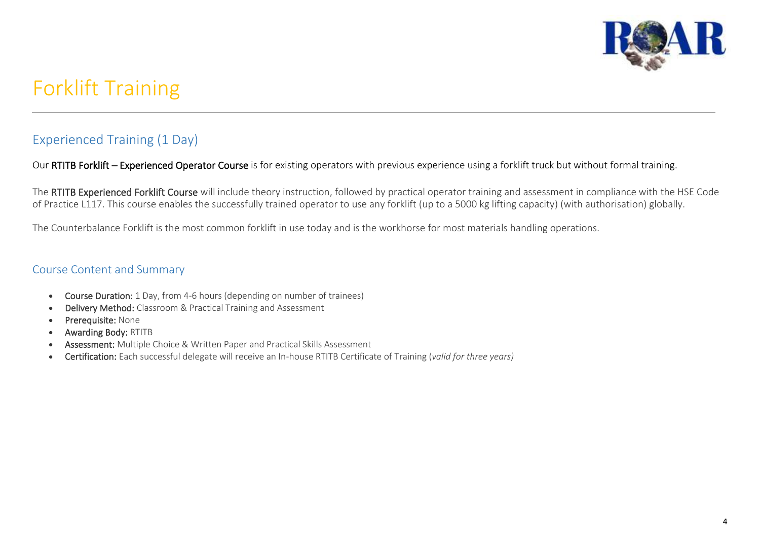# Forklift Training

## Experienced Training (1 Day)

Our **RTITB Forklift – Experienced Operator Course** is for existing operators with previous experience using a forklift truck but without formal training.

The **RTITB Experienced Forklift Course** will include theory instruction, followed by practical operator training and assessment in compliance with the HSE Code of Practice L117. This course enables the successfully trained operator to use any forklift (up to a 5000 kg lifting capacity) (with authorisation) globally.

The Counterbalance Forklift is the most common forklift in use today and is the workhorse for most materials handling operations.

## Course Content and Summary

- **Course Duration:** 1 Day, from 4-6 hours (depending on number of trainees)
- **Delivery Method:** Classroom & Practical Training and Assessment
- **Prerequisite:** None
- **Awarding Body:** RTITB
- **Assessment:** Multiple Choice & Written Paper and Practical Skills Assessment
- **Certification:** Each successful delegate will receive an In-house RTITB Certificate of Training (*valid for three years)*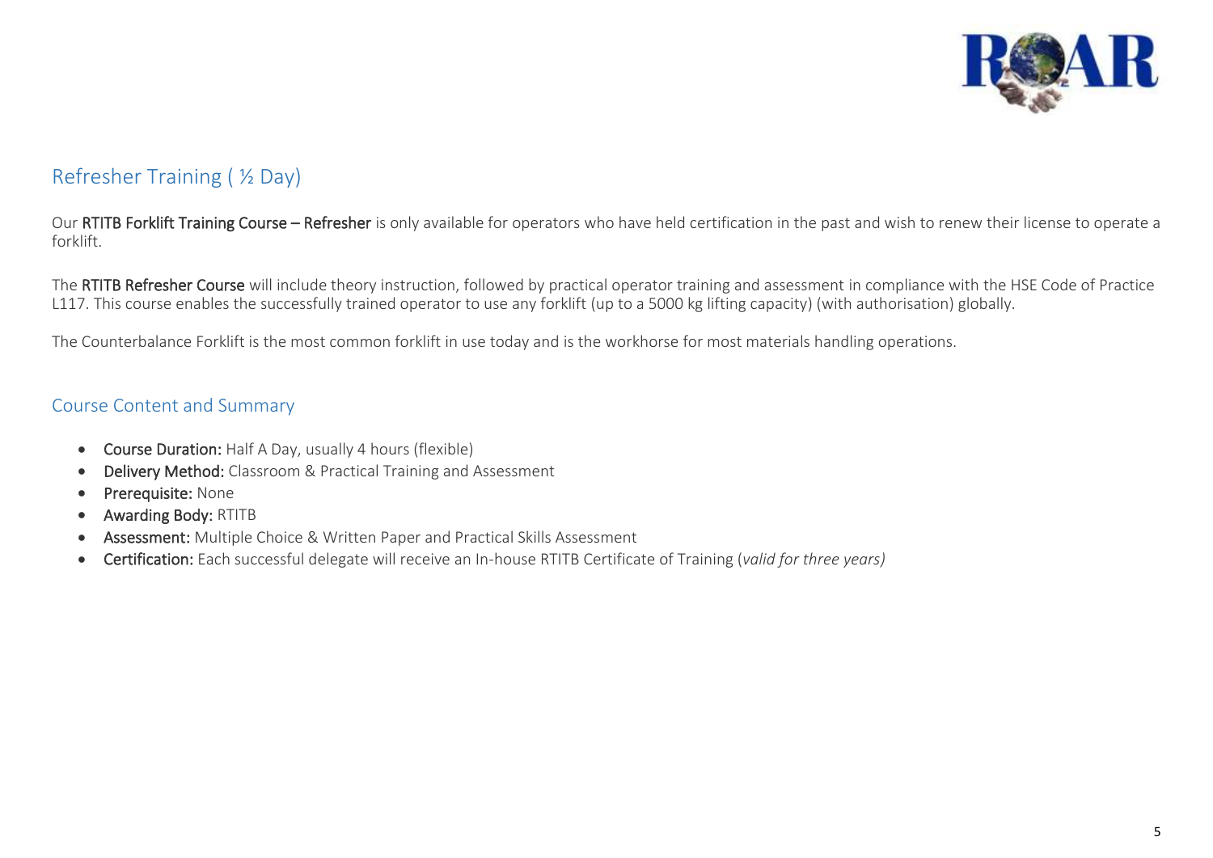## Refresher Training ( ½ Day)

Our **RTITB Forklift Training Course – Refresher** is only available for operators who have held certification in the past and wish to renew their license to operate a forklift.

The **RTITB Refresher Course** will include theory instruction, followed by practical operator training and assessment in compliance with the HSE Code of Practice L117. This course enables the successfully trained operator to use any forklift (up to a 5000 kg lifting capacity) (with authorisation) globally.

The Counterbalance Forklift is the most common forklift in use today and is the workhorse for most materials handling operations.

## Course Content and Summary

- **Course Duration:** Half A Day, usually 4 hours (flexible)
- **Delivery Method:** Classroom & Practical Training and Assessment
- **Prerequisite:** None
- **Awarding Body:** RTITB
- **Assessment:** Multiple Choice & Written Paper and Practical Skills Assessment
- **Certification:** Each successful delegate will receive an In-house RTITB Certificate of Training (*valid for three years)*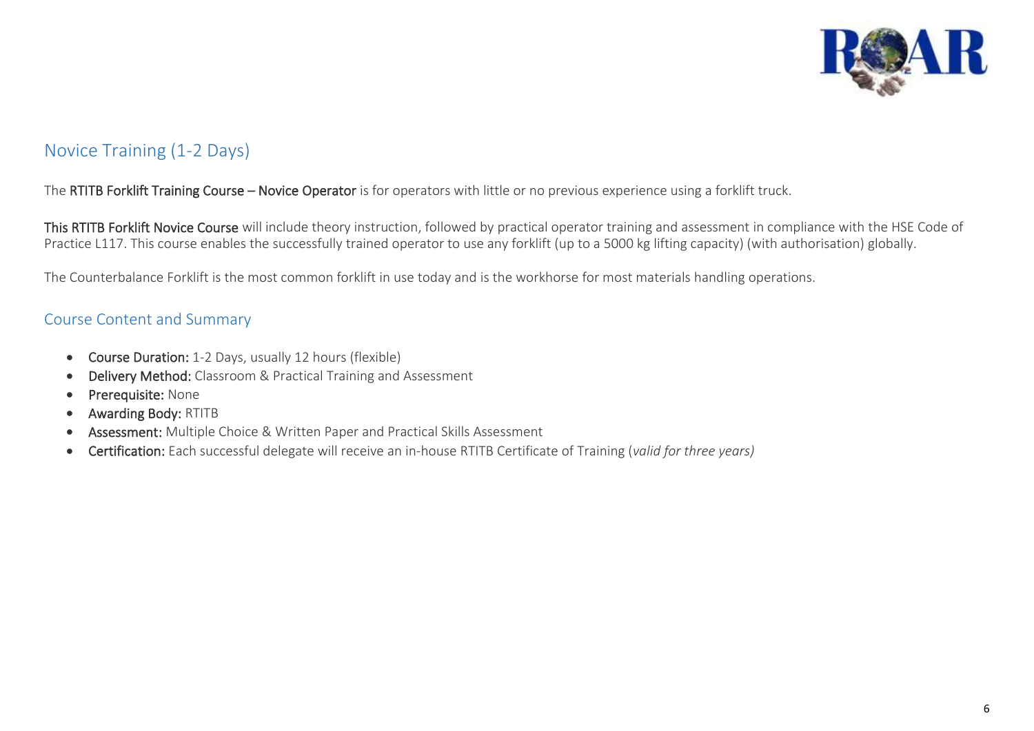## Novice Training (1-2 Days)

The **RTITB Forklift Training Course – Novice Operator** is for operators with little or no previous experience using a forklift truck.

**This RTITB Forklift Novice Course** will include theory instruction, followed by practical operator training and assessment in compliance with the HSE Code of Practice L117. This course enables the successfully trained operator to use any forklift (up to a 5000 kg lifting capacity) (with authorisation) globally.

The Counterbalance Forklift is the most common forklift in use today and is the workhorse for most materials handling operations.

### Course Content and Summary

- **Course Duration:** 1-2 Days, usually 12 hours (flexible)
- **Delivery Method:** Classroom & Practical Training and Assessment
- **Prerequisite:** None
- **Awarding Body:** RTITB
- **Assessment:** Multiple Choice & Written Paper and Practical Skills Assessment
- **Certification:** Each successful delegate will receive an in-house RTITB Certificate of Training (*valid for three years)*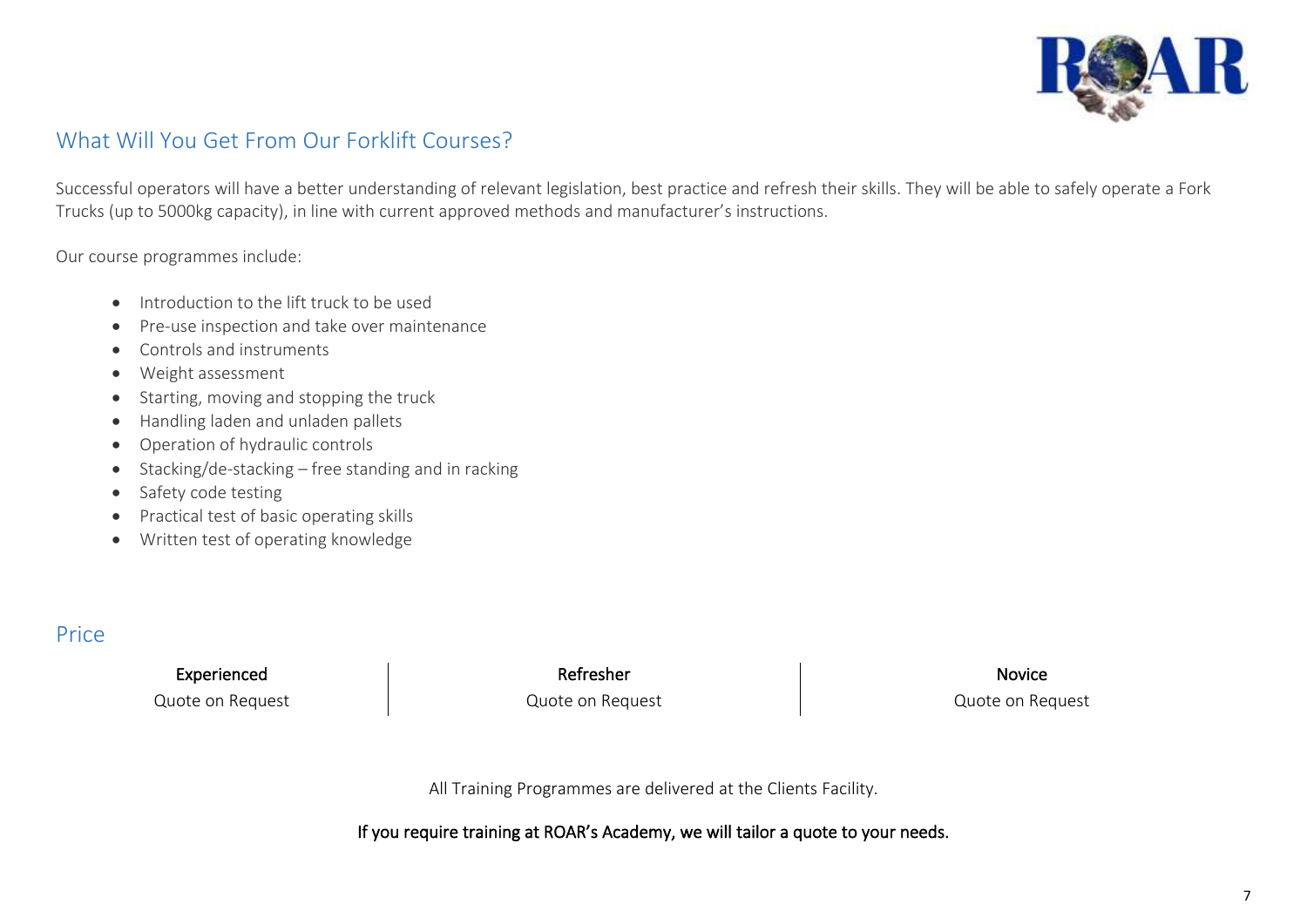## What Will You Get From Our Forklift Courses?

Successful operators will have a better understanding of relevant legislation, best practice and refresh their skills. They will be able to safely operate a Fork Trucks (up to 5000kg capacity), in line with current approved methods and manufacturer's instructions.

Our course programmes include:

- Introduction to the lift truck to be used
- Pre-use inspection and take over maintenance
- Controls and instruments
- Weight assessment
- Starting, moving and stopping the truck
- Handling laden and unladen pallets
- Operation of hydraulic controls
- Stacking/de-stacking – free standing and in racking
- Safety code testing
- Practical test of basic operating skills
- Written test of operating knowledge

## Price

| Experienced | Refresher | Novice |
|---|---|---|
| Quote on Request | Quote on Request | Quote on Request |

All Training Programmes are delivered at the Clients Facility.

If you require training at ROAR's Academy, we will tailor a quote to your needs.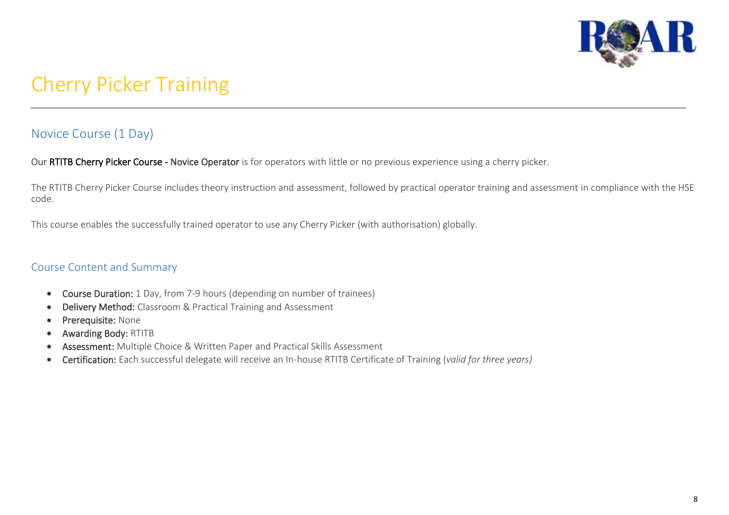# Cherry Picker Training

## Novice Course (1 Day)

Our **RTITB Cherry Picker Course - Novice Operator** is for operators with little or no previous experience using a cherry picker.

The RTITB Cherry Picker Course includes theory instruction and assessment, followed by practical operator training and assessment in compliance with the HSE code.

This course enables the successfully trained operator to use any Cherry Picker (with authorisation) globally.

## Course Content and Summary

- **Course Duration:** 1 Day, from 7-9 hours (depending on number of trainees)
- **Delivery Method:** Classroom & Practical Training and Assessment
- **Prerequisite:** None
- **Awarding Body:** RTITB
- **Assessment:** Multiple Choice & Written Paper and Practical Skills Assessment
- **Certification:** Each successful delegate will receive an In-house RTITB Certificate of Training (*valid for three years)*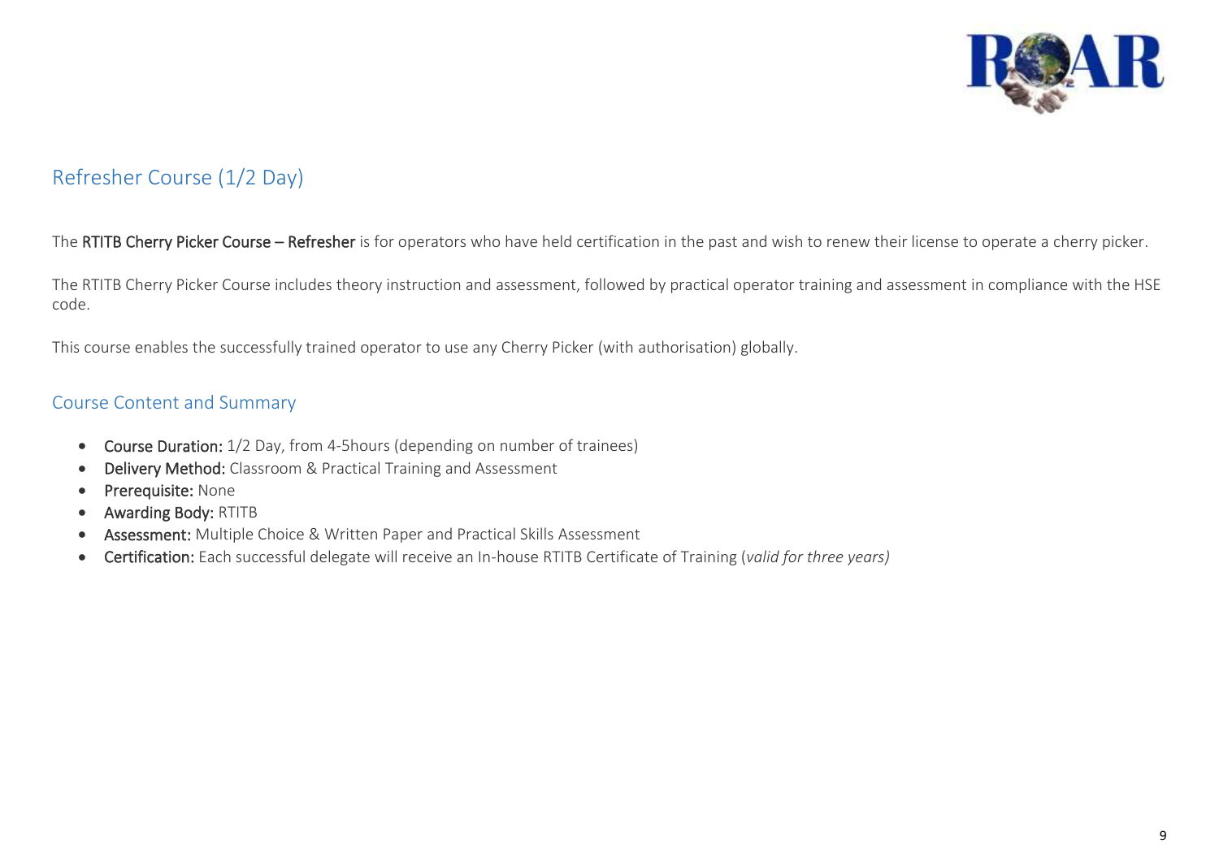## Refresher Course (1/2 Day)

The **RTITB Cherry Picker Course – Refresher** is for operators who have held certification in the past and wish to renew their license to operate a cherry picker.

The RTITB Cherry Picker Course includes theory instruction and assessment, followed by practical operator training and assessment in compliance with the HSE code.

This course enables the successfully trained operator to use any Cherry Picker (with authorisation) globally.

### Course Content and Summary

- **Course Duration:** 1/2 Day, from 4-5hours (depending on number of trainees)
- **Delivery Method:** Classroom & Practical Training and Assessment
- **Prerequisite:** None
- **Awarding Body:** RTITB
- **Assessment:** Multiple Choice & Written Paper and Practical Skills Assessment
- **Certification:** Each successful delegate will receive an In-house RTITB Certificate of Training (*valid for three years)*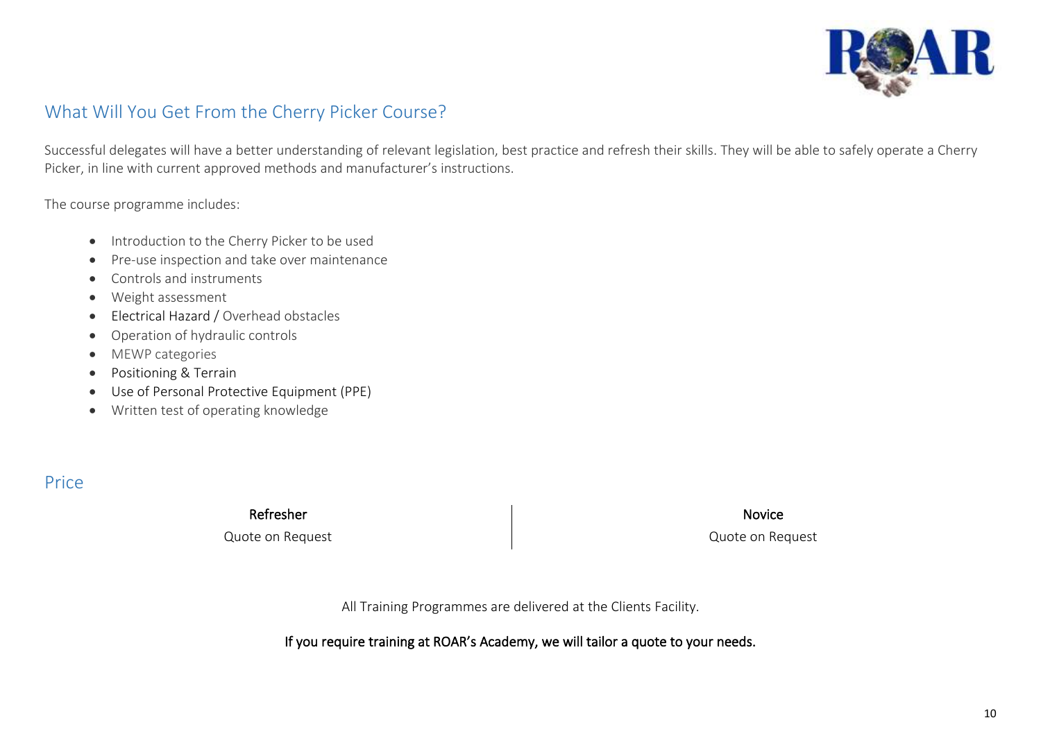## What Will You Get From the Cherry Picker Course?

Successful delegates will have a better understanding of relevant legislation, best practice and refresh their skills. They will be able to safely operate a Cherry Picker, in line with current approved methods and manufacturer's instructions.

The course programme includes:

- Introduction to the Cherry Picker to be used
- Pre-use inspection and take over maintenance
- Controls and instruments
- Weight assessment
- Electrical Hazard / Overhead obstacles
- Operation of hydraulic controls
- MEWP categories
- Positioning & Terrain
- Use of Personal Protective Equipment (PPE)
- Written test of operating knowledge

## Price

| Refresher | Novice |
| --- | --- |
| Quote on Request | Quote on Request |

All Training Programmes are delivered at the Clients Facility.

If you require training at ROAR's Academy, we will tailor a quote to your needs.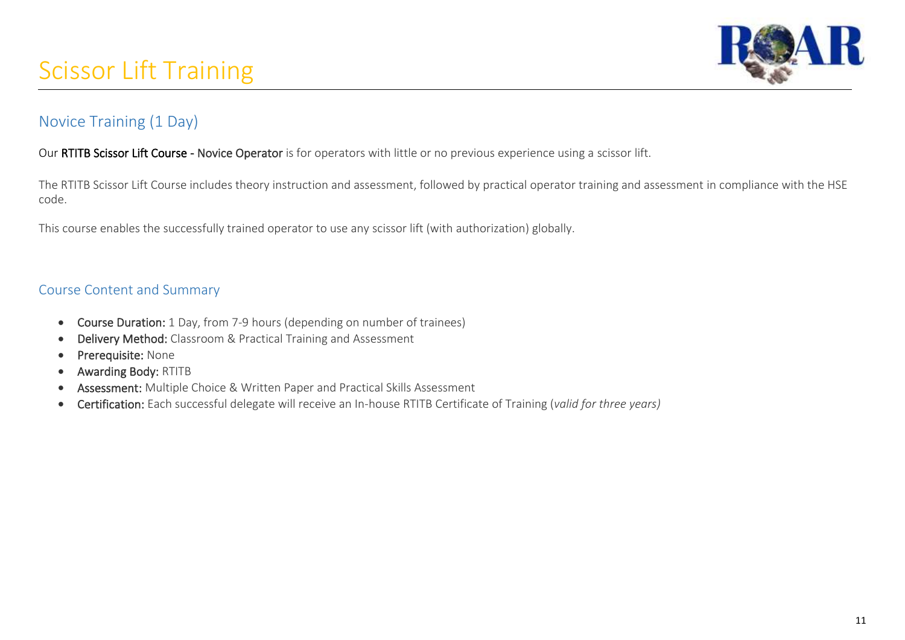# Scissor Lift Training

## Novice Training (1 Day)

Our **RTITB Scissor Lift Course - Novice Operator** is for operators with little or no previous experience using a scissor lift.

The RTITB Scissor Lift Course includes theory instruction and assessment, followed by practical operator training and assessment in compliance with the HSE code.

This course enables the successfully trained operator to use any scissor lift (with authorization) globally.

## Course Content and Summary

- **Course Duration:** 1 Day, from 7-9 hours (depending on number of trainees)
- **Delivery Method:** Classroom & Practical Training and Assessment
- **Prerequisite:** None
- **Awarding Body:** RTITB
- **Assessment:** Multiple Choice & Written Paper and Practical Skills Assessment
- **Certification:** Each successful delegate will receive an In-house RTITB Certificate of Training (*valid for three years)*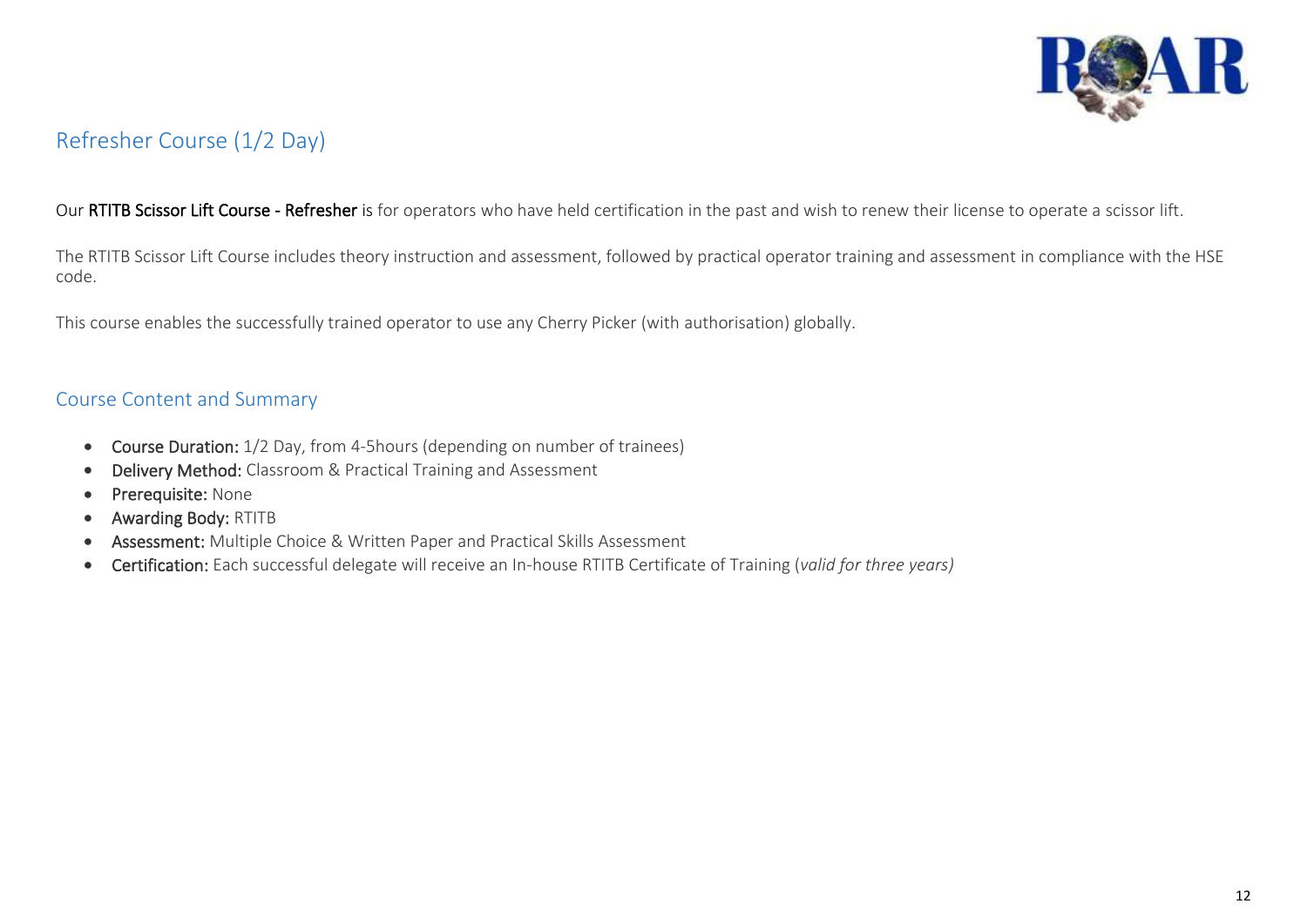## Refresher Course (1/2 Day)

Our **RTITB Scissor Lift Course - Refresher** is for operators who have held certification in the past and wish to renew their license to operate a scissor lift.

The RTITB Scissor Lift Course includes theory instruction and assessment, followed by practical operator training and assessment in compliance with the HSE code.

This course enables the successfully trained operator to use any Cherry Picker (with authorisation) globally.

## Course Content and Summary

- **Course Duration:** 1/2 Day, from 4-5hours (depending on number of trainees)
- **Delivery Method:** Classroom & Practical Training and Assessment
- **Prerequisite:** None
- **Awarding Body:** RTITB
- **Assessment:** Multiple Choice & Written Paper and Practical Skills Assessment
- **Certification:** Each successful delegate will receive an In-house RTITB Certificate of Training (*valid for three years)*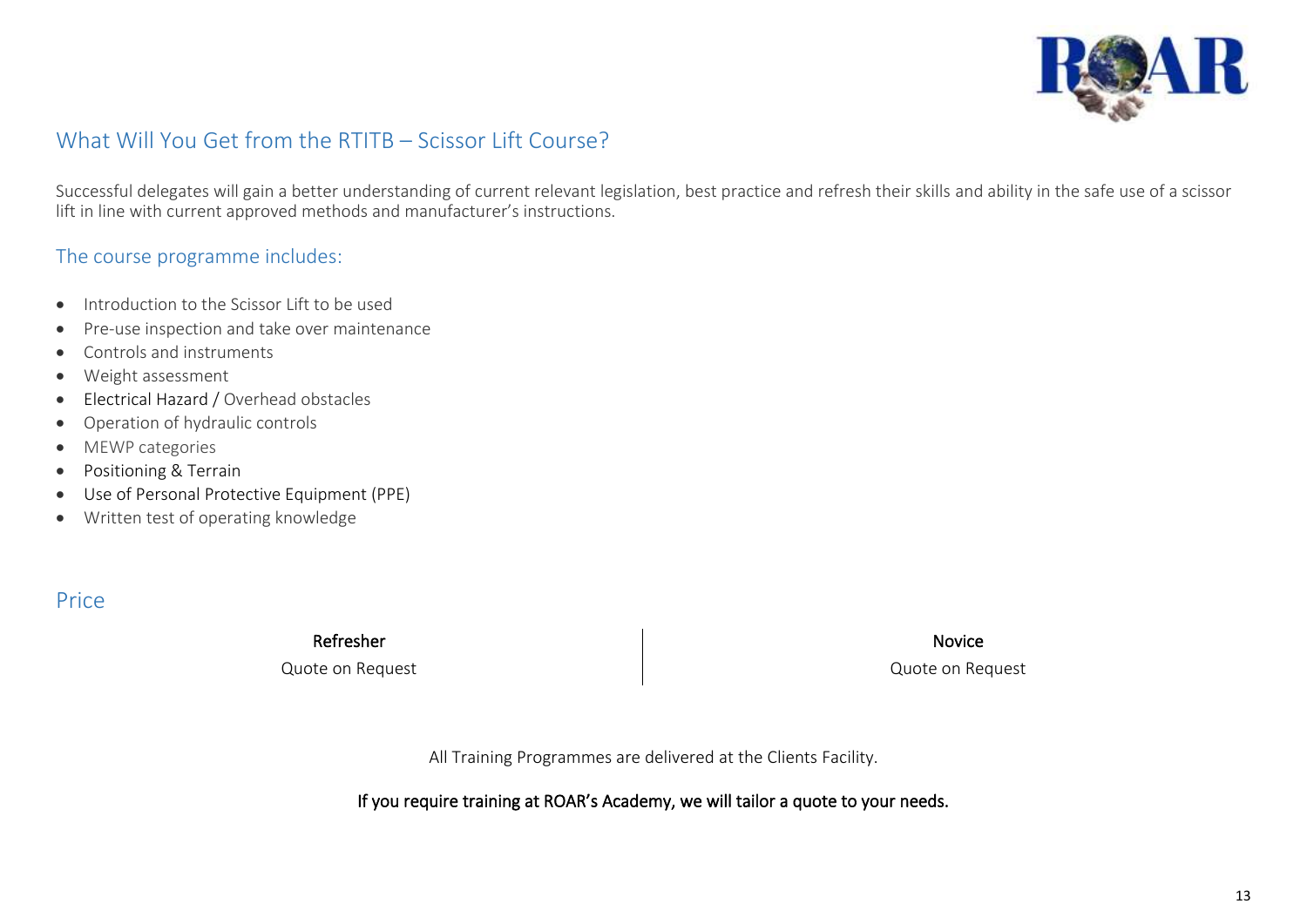## What Will You Get from the RTITB – Scissor Lift Course?

Successful delegates will gain a better understanding of current relevant legislation, best practice and refresh their skills and ability in the safe use of a scissor lift in line with current approved methods and manufacturer's instructions.

### The course programme includes:

- Introduction to the Scissor Lift to be used
- Pre-use inspection and take over maintenance
- Controls and instruments
- Weight assessment
- Electrical Hazard / Overhead obstacles
- Operation of hydraulic controls
- MEWP categories
- Positioning & Terrain
- Use of Personal Protective Equipment (PPE)
- Written test of operating knowledge

## Price

| Refresher | Novice |
| --- | --- |
| Quote on Request | Quote on Request |

All Training Programmes are delivered at the Clients Facility.

If you require training at ROAR's Academy, we will tailor a quote to your needs.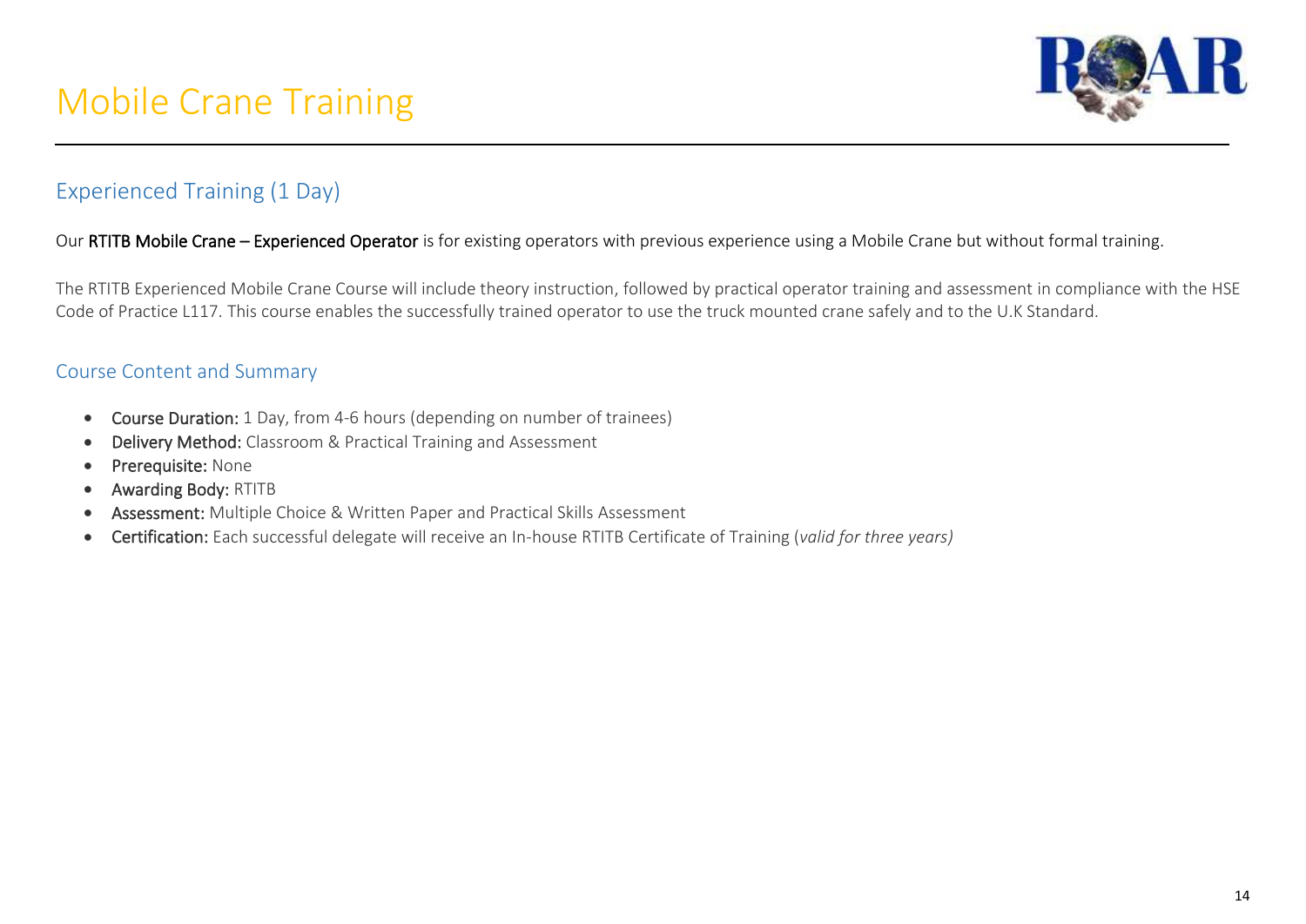# Mobile Crane Training

## Experienced Training (1 Day)

Our **RTITB Mobile Crane – Experienced Operator** is for existing operators with previous experience using a Mobile Crane but without formal training.

The RTITB Experienced Mobile Crane Course will include theory instruction, followed by practical operator training and assessment in compliance with the HSE Code of Practice L117. This course enables the successfully trained operator to use the truck mounted crane safely and to the U.K Standard.

## Course Content and Summary

- **Course Duration:** 1 Day, from 4-6 hours (depending on number of trainees)
- **Delivery Method:** Classroom & Practical Training and Assessment
- **Prerequisite:** None
- **Awarding Body:** RTITB
- **Assessment:** Multiple Choice & Written Paper and Practical Skills Assessment
- **Certification:** Each successful delegate will receive an In-house RTITB Certificate of Training (*valid for three years)*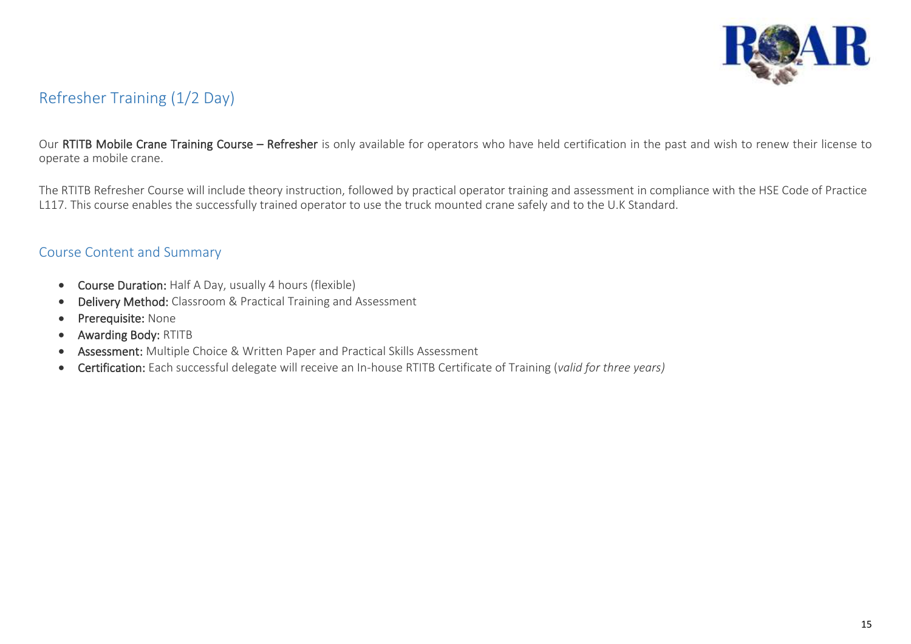## Refresher Training (1/2 Day)

Our **RTITB Mobile Crane Training Course – Refresher** is only available for operators who have held certification in the past and wish to renew their license to operate a mobile crane.

The RTITB Refresher Course will include theory instruction, followed by practical operator training and assessment in compliance with the HSE Code of Practice L117. This course enables the successfully trained operator to use the truck mounted crane safely and to the U.K Standard.

## Course Content and Summary

- **Course Duration:** Half A Day, usually 4 hours (flexible)
- **Delivery Method:** Classroom & Practical Training and Assessment
- **Prerequisite:** None
- **Awarding Body:** RTITB
- **Assessment:** Multiple Choice & Written Paper and Practical Skills Assessment
- **Certification:** Each successful delegate will receive an In-house RTITB Certificate of Training (*valid for three years)*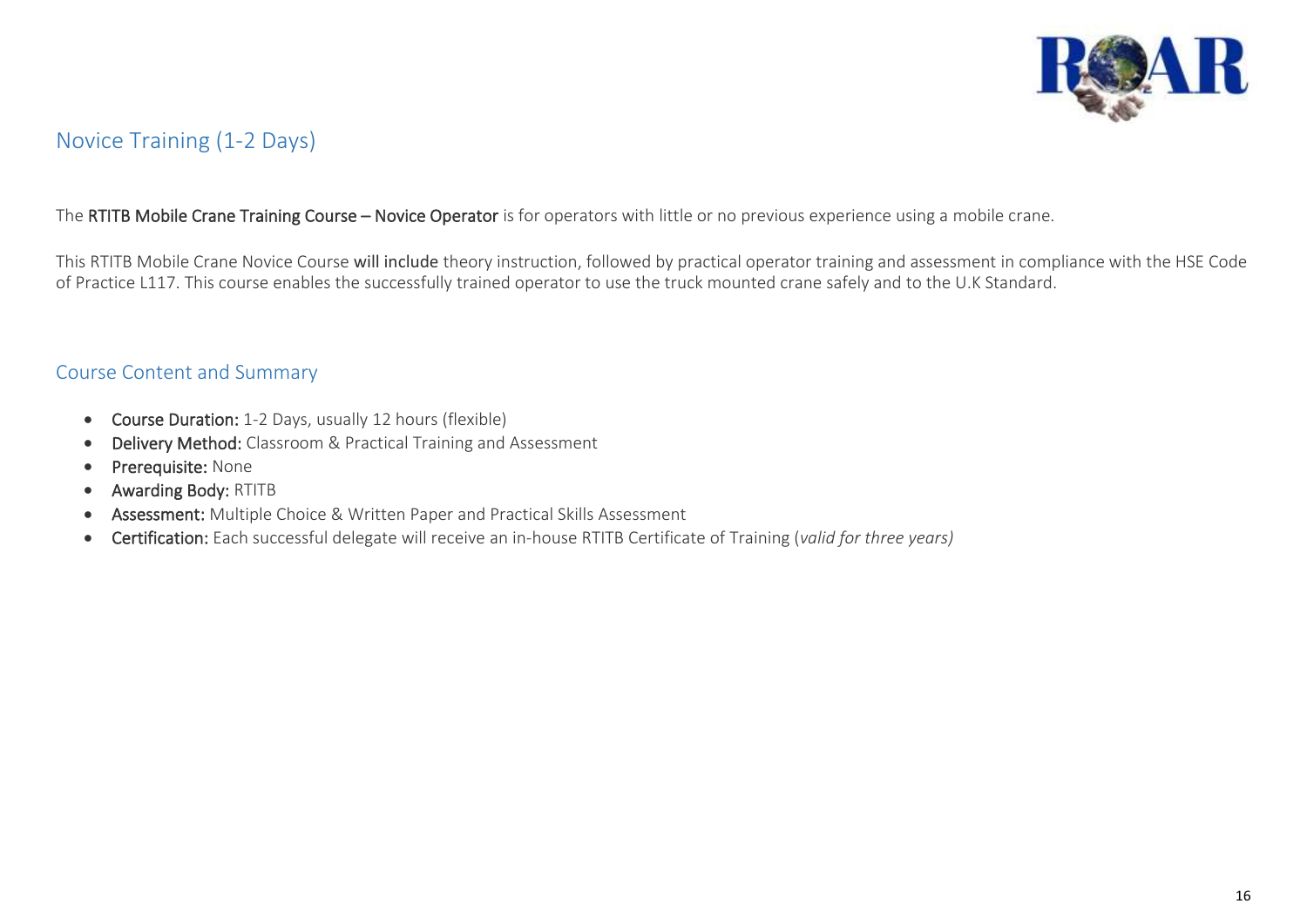## Novice Training (1-2 Days)

The **RTITB Mobile Crane Training Course – Novice Operator** is for operators with little or no previous experience using a mobile crane.

This RTITB Mobile Crane Novice Course **will include** theory instruction, followed by practical operator training and assessment in compliance with the HSE Code of Practice L117. This course enables the successfully trained operator to use the truck mounted crane safely and to the U.K Standard.

## Course Content and Summary

- **Course Duration:** 1-2 Days, usually 12 hours (flexible)
- **Delivery Method:** Classroom & Practical Training and Assessment
- **Prerequisite:** None
- **Awarding Body:** RTITB
- **Assessment:** Multiple Choice & Written Paper and Practical Skills Assessment
- **Certification:** Each successful delegate will receive an in-house RTITB Certificate of Training (*valid for three years)*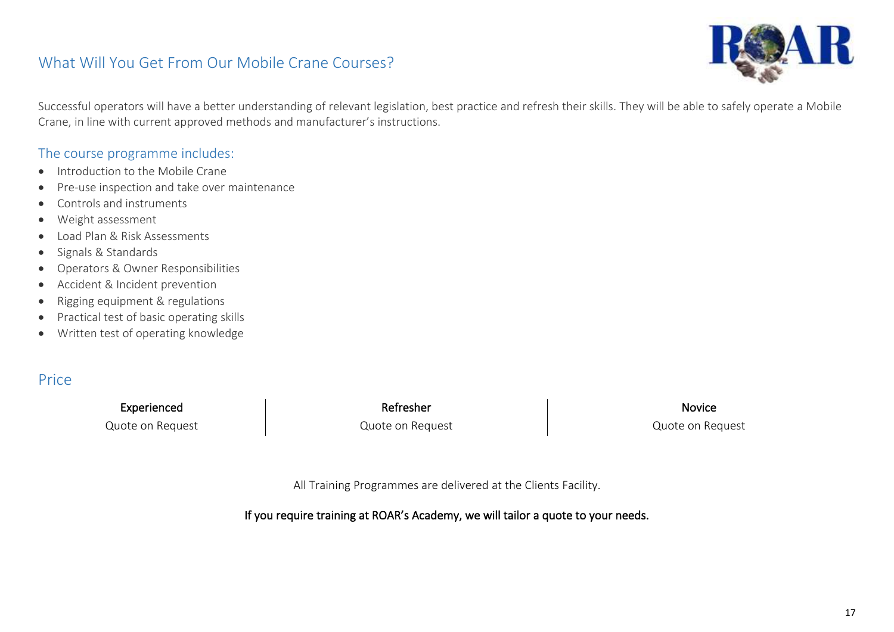## What Will You Get From Our Mobile Crane Courses?

Successful operators will have a better understanding of relevant legislation, best practice and refresh their skills. They will be able to safely operate a Mobile Crane, in line with current approved methods and manufacturer's instructions.

### The course programme includes:

- Introduction to the Mobile Crane
- Pre-use inspection and take over maintenance
- Controls and instruments
- Weight assessment
- Load Plan & Risk Assessments
- Signals & Standards
- Operators & Owner Responsibilities
- Accident & Incident prevention
- Rigging equipment & regulations
- Practical test of basic operating skills
- Written test of operating knowledge

## Price

| Experienced | Refresher | Novice |
| --- | --- | --- |
| Quote on Request | Quote on Request | Quote on Request |

All Training Programmes are delivered at the Clients Facility.

If you require training at ROAR's Academy, we will tailor a quote to your needs.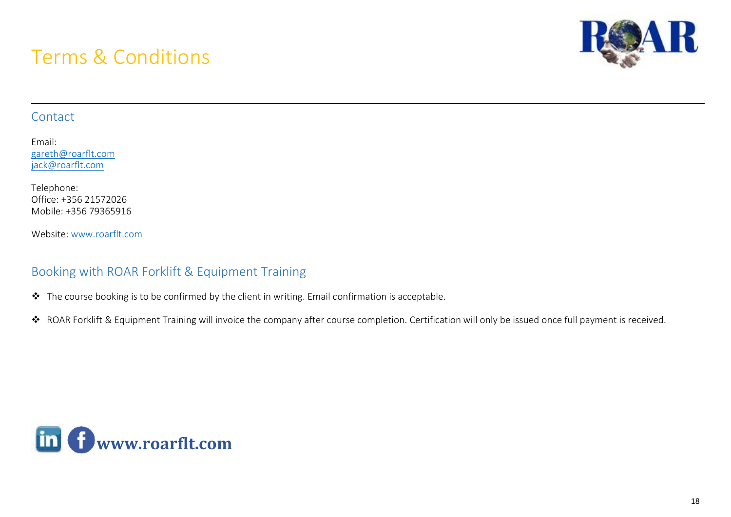# Terms & Conditions

## Contact

Email:
gareth@roarflt.com
jack@roarflt.com

Telephone:
Office: +356 21572026
Mobile: +356 79365916

Website: www.roarflt.com

## Booking with ROAR Forklift & Equipment Training

- The course booking is to be confirmed by the client in writing. Email confirmation is acceptable.

- ROAR Forklift & Equipment Training will invoice the company after course completion. Certification will only be issued once full payment is received.

**www.roarflt.com**